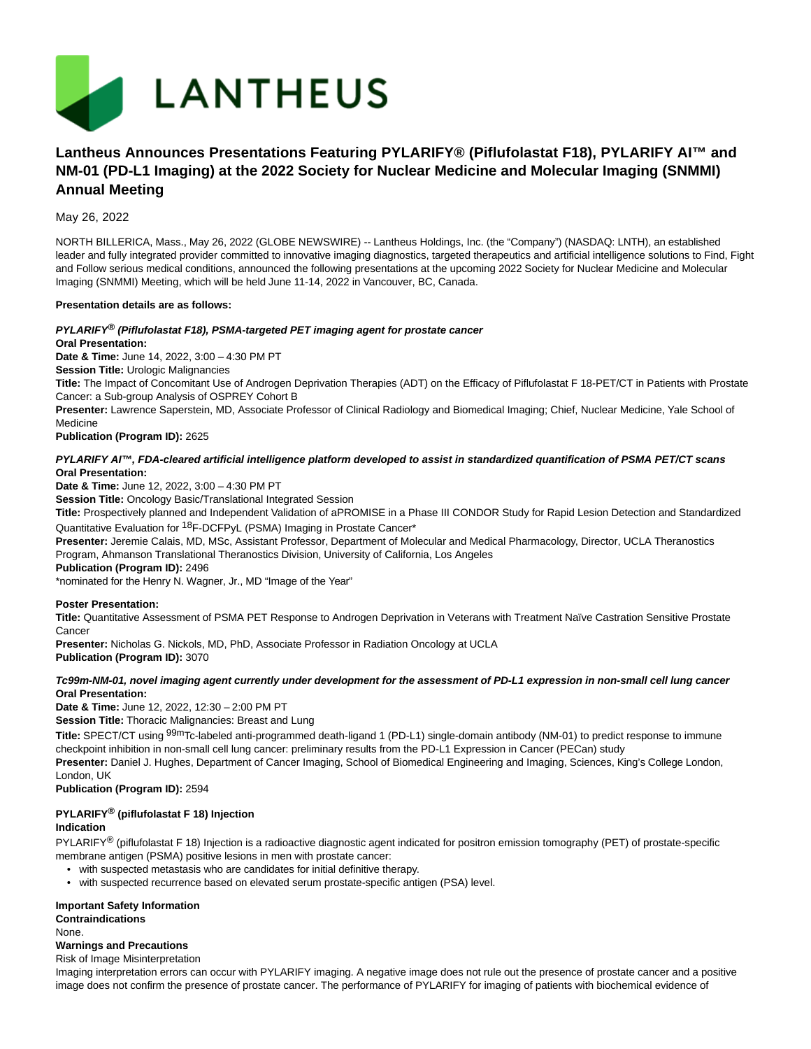LANTHEUS

# Lantheus Announces Presentations Featuring PYLARIFY® (Piflufolastat F18), PYLARIFY AI™ and NM-01 (PD-L1 Imaging) at the 2022 Society for Nuclear Medicine and Molecular Imaging (SNMMI) Annual Meeting

May 26, 2022

NORTH BILLERICA, Mass., May 26, 2022 (GLOBE NEWSWIRE) -- Lantheus Holdings, Inc. (the "Company") (NASDAQ: LNTH), an established leader and fully integrated provider committed to innovative imaging diagnostics, targeted therapeutics and artificial intelligence solutions to Find, Fight and Follow serious medical conditions, announced the following presentations at the upcoming 2022 Society for Nuclear Medicine and Molecular Imaging (SNMMI) Meeting, which will be held June 11-14, 2022 in Vancouver, BC, Canada.

**Presentation details are as follows:**

***PYLARIFY® (Piflufolastat F18), PSMA-targeted PET imaging agent for prostate cancer***

**Oral Presentation:**

**Date & Time:** June 14, 2022, 3:00 – 4:30 PM PT

**Session Title:** Urologic Malignancies

**Title:** The Impact of Concomitant Use of Androgen Deprivation Therapies (ADT) on the Efficacy of Piflufolastat F 18-PET/CT in Patients with Prostate Cancer: a Sub-group Analysis of OSPREY Cohort B

**Presenter:** Lawrence Saperstein, MD, Associate Professor of Clinical Radiology and Biomedical Imaging; Chief, Nuclear Medicine, Yale School of Medicine

**Publication (Program ID):** 2625

***PYLARIFY AI™, FDA-cleared artificial intelligence platform developed to assist in standardized quantification of PSMA PET/CT scans***

**Oral Presentation:**

**Date & Time:** June 12, 2022, 3:00 – 4:30 PM PT

**Session Title:** Oncology Basic/Translational Integrated Session

**Title:** Prospectively planned and Independent Validation of aPROMISE in a Phase III CONDOR Study for Rapid Lesion Detection and Standardized Quantitative Evaluation for $^{18}$F-DCFPyL (PSMA) Imaging in Prostate Cancer*

**Presenter:** Jeremie Calais, MD, MSc, Assistant Professor, Department of Molecular and Medical Pharmacology, Director, UCLA Theranostics Program, Ahmanson Translational Theranostics Division, University of California, Los Angeles

**Publication (Program ID):** 2496

*nominated for the Henry N. Wagner, Jr., MD "Image of the Year"

**Poster Presentation:**

**Title:** Quantitative Assessment of PSMA PET Response to Androgen Deprivation in Veterans with Treatment Naïve Castration Sensitive Prostate Cancer

**Presenter:** Nicholas G. Nickols, MD, PhD, Associate Professor in Radiation Oncology at UCLA

**Publication (Program ID):** 3070

***Tc99m-NM-01, novel imaging agent currently under development for the assessment of PD-L1 expression in non-small cell lung cancer***

**Oral Presentation:**

**Date & Time:** June 12, 2022, 12:30 – 2:00 PM PT

**Session Title:** Thoracic Malignancies: Breast and Lung

**Title:** SPECT/CT using $^{99m}$Tc-labeled anti-programmed death-ligand 1 (PD-L1) single-domain antibody (NM-01) to predict response to immune checkpoint inhibition in non-small cell lung cancer: preliminary results from the PD-L1 Expression in Cancer (PECan) study

**Presenter:** Daniel J. Hughes, Department of Cancer Imaging, School of Biomedical Engineering and Imaging, Sciences, King's College London, London, UK

**Publication (Program ID):** 2594

**PYLARIFY® (piflufolastat F 18) Injection**

**Indication**

PYLARIFY® (piflufolastat F 18) Injection is a radioactive diagnostic agent indicated for positron emission tomography (PET) of prostate-specific membrane antigen (PSMA) positive lesions in men with prostate cancer:

- with suspected metastasis who are candidates for initial definitive therapy.
- with suspected recurrence based on elevated serum prostate-specific antigen (PSA) level.

**Important Safety Information**

**Contraindications**

None.

**Warnings and Precautions**

Risk of Image Misinterpretation

Imaging interpretation errors can occur with PYLARIFY imaging. A negative image does not rule out the presence of prostate cancer and a positive image does not confirm the presence of prostate cancer. The performance of PYLARIFY for imaging of patients with biochemical evidence of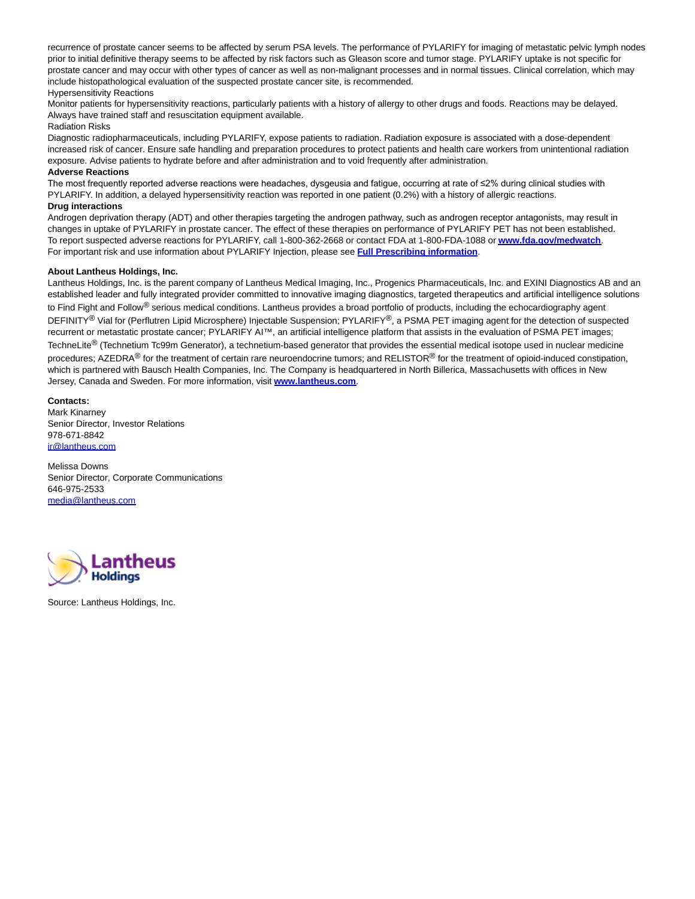recurrence of prostate cancer seems to be affected by serum PSA levels. The performance of PYLARIFY for imaging of metastatic pelvic lymph nodes prior to initial definitive therapy seems to be affected by risk factors such as Gleason score and tumor stage. PYLARIFY uptake is not specific for prostate cancer and may occur with other types of cancer as well as non-malignant processes and in normal tissues. Clinical correlation, which may include histopathological evaluation of the suspected prostate cancer site, is recommended.

Hypersensitivity Reactions

Monitor patients for hypersensitivity reactions, particularly patients with a history of allergy to other drugs and foods. Reactions may be delayed. Always have trained staff and resuscitation equipment available.

Radiation Risks

Diagnostic radiopharmaceuticals, including PYLARIFY, expose patients to radiation. Radiation exposure is associated with a dose-dependent increased risk of cancer. Ensure safe handling and preparation procedures to protect patients and health care workers from unintentional radiation exposure. Advise patients to hydrate before and after administration and to void frequently after administration.

**Adverse Reactions**

The most frequently reported adverse reactions were headaches, dysgeusia and fatigue, occurring at rate of ≤2% during clinical studies with PYLARIFY. In addition, a delayed hypersensitivity reaction was reported in one patient (0.2%) with a history of allergic reactions.

**Drug interactions**

Androgen deprivation therapy (ADT) and other therapies targeting the androgen pathway, such as androgen receptor antagonists, may result in changes in uptake of PYLARIFY in prostate cancer. The effect of these therapies on performance of PYLARIFY PET has not been established.

To report suspected adverse reactions for PYLARIFY, call 1-800-362-2668 or contact FDA at 1-800-FDA-1088 or **www.fda.gov/medwatch**.

For important risk and use information about PYLARIFY Injection, please see **Full Prescribing information**.

**About Lantheus Holdings, Inc.**

Lantheus Holdings, Inc. is the parent company of Lantheus Medical Imaging, Inc., Progenics Pharmaceuticals, Inc. and EXINI Diagnostics AB and an established leader and fully integrated provider committed to innovative imaging diagnostics, targeted therapeutics and artificial intelligence solutions to Find Fight and Follow® serious medical conditions. Lantheus provides a broad portfolio of products, including the echocardiography agent DEFINITY® Vial for (Perflutren Lipid Microsphere) Injectable Suspension; PYLARIFY®, a PSMA PET imaging agent for the detection of suspected recurrent or metastatic prostate cancer; PYLARIFY AI™, an artificial intelligence platform that assists in the evaluation of PSMA PET images; TechneLite® (Technetium Tc99m Generator), a technetium-based generator that provides the essential medical isotope used in nuclear medicine procedures; AZEDRA® for the treatment of certain rare neuroendocrine tumors; and RELISTOR® for the treatment of opioid-induced constipation, which is partnered with Bausch Health Companies, Inc. The Company is headquartered in North Billerica, Massachusetts with offices in New Jersey, Canada and Sweden. For more information, visit **www.lantheus.com**.

**Contacts:**

Mark Kinarney
Senior Director, Investor Relations
978-671-8842
ir@lantheus.com

Melissa Downs
Senior Director, Corporate Communications
646-975-2533
media@lantheus.com

Lantheus Holdings

Source: Lantheus Holdings, Inc.